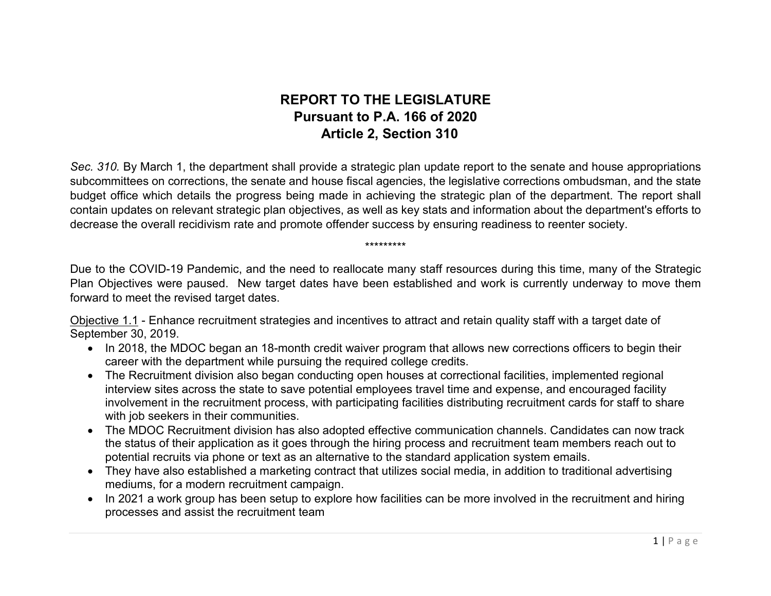# REPORT TO THE LEGISLATURE
# Pursuant to P.A. 166 of 2020
# Article 2, Section 310

*Sec. 310.* By March 1, the department shall provide a strategic plan update report to the senate and house appropriations subcommittees on corrections, the senate and house fiscal agencies, the legislative corrections ombudsman, and the state budget office which details the progress being made in achieving the strategic plan of the department. The report shall contain updates on relevant strategic plan objectives, as well as key stats and information about the department's efforts to decrease the overall recidivism rate and promote offender success by ensuring readiness to reenter society.

*********

Due to the COVID-19 Pandemic, and the need to reallocate many staff resources during this time, many of the Strategic Plan Objectives were paused. New target dates have been established and work is currently underway to move them forward to meet the revised target dates.

<u>Objective 1.1</u> - Enhance recruitment strategies and incentives to attract and retain quality staff with a target date of September 30, 2019.

- In 2018, the MDOC began an 18-month credit waiver program that allows new corrections officers to begin their career with the department while pursuing the required college credits.
- The Recruitment division also began conducting open houses at correctional facilities, implemented regional interview sites across the state to save potential employees travel time and expense, and encouraged facility involvement in the recruitment process, with participating facilities distributing recruitment cards for staff to share with job seekers in their communities.
- The MDOC Recruitment division has also adopted effective communication channels. Candidates can now track the status of their application as it goes through the hiring process and recruitment team members reach out to potential recruits via phone or text as an alternative to the standard application system emails.
- They have also established a marketing contract that utilizes social media, in addition to traditional advertising mediums, for a modern recruitment campaign.
- In 2021 a work group has been setup to explore how facilities can be more involved in the recruitment and hiring processes and assist the recruitment team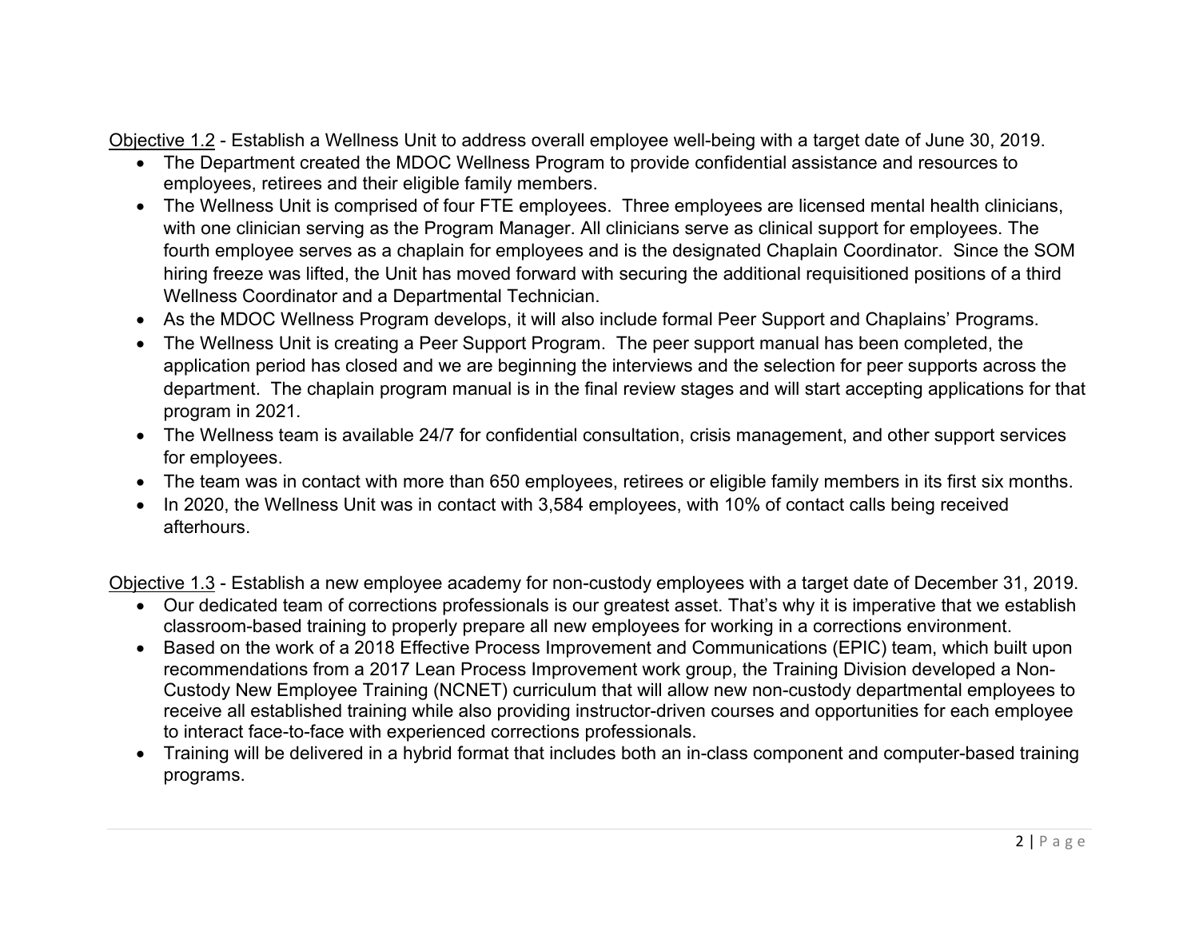<u>Objective 1.2</u> - Establish a Wellness Unit to address overall employee well-being with a target date of June 30, 2019.

- The Department created the MDOC Wellness Program to provide confidential assistance and resources to employees, retirees and their eligible family members.
- The Wellness Unit is comprised of four FTE employees. Three employees are licensed mental health clinicians, with one clinician serving as the Program Manager. All clinicians serve as clinical support for employees. The fourth employee serves as a chaplain for employees and is the designated Chaplain Coordinator. Since the SOM hiring freeze was lifted, the Unit has moved forward with securing the additional requisitioned positions of a third Wellness Coordinator and a Departmental Technician.
- As the MDOC Wellness Program develops, it will also include formal Peer Support and Chaplains' Programs.
- The Wellness Unit is creating a Peer Support Program. The peer support manual has been completed, the application period has closed and we are beginning the interviews and the selection for peer supports across the department. The chaplain program manual is in the final review stages and will start accepting applications for that program in 2021.
- The Wellness team is available 24/7 for confidential consultation, crisis management, and other support services for employees.
- The team was in contact with more than 650 employees, retirees or eligible family members in its first six months.
- In 2020, the Wellness Unit was in contact with 3,584 employees, with 10% of contact calls being received afterhours.

<u>Objective 1.3</u> - Establish a new employee academy for non-custody employees with a target date of December 31, 2019.

- Our dedicated team of corrections professionals is our greatest asset. That's why it is imperative that we establish classroom-based training to properly prepare all new employees for working in a corrections environment.
- Based on the work of a 2018 Effective Process Improvement and Communications (EPIC) team, which built upon recommendations from a 2017 Lean Process Improvement work group, the Training Division developed a Non-Custody New Employee Training (NCNET) curriculum that will allow new non-custody departmental employees to receive all established training while also providing instructor-driven courses and opportunities for each employee to interact face-to-face with experienced corrections professionals.
- Training will be delivered in a hybrid format that includes both an in-class component and computer-based training programs.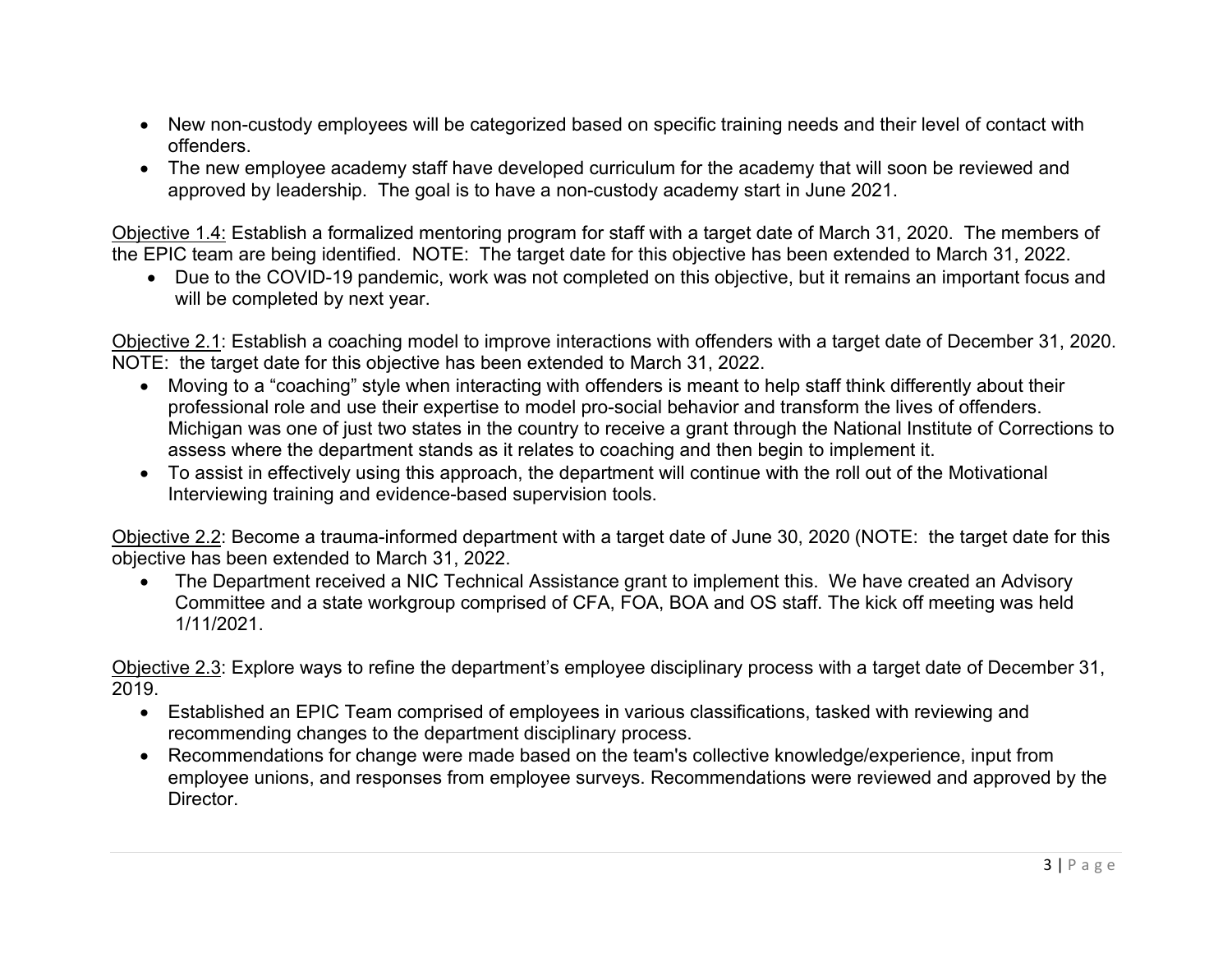- New non-custody employees will be categorized based on specific training needs and their level of contact with offenders.
- The new employee academy staff have developed curriculum for the academy that will soon be reviewed and approved by leadership. The goal is to have a non-custody academy start in June 2021.

Objective 1.4: Establish a formalized mentoring program for staff with a target date of March 31, 2020. The members of the EPIC team are being identified. NOTE: The target date for this objective has been extended to March 31, 2022.

- Due to the COVID-19 pandemic, work was not completed on this objective, but it remains an important focus and will be completed by next year.

Objective 2.1: Establish a coaching model to improve interactions with offenders with a target date of December 31, 2020. NOTE: the target date for this objective has been extended to March 31, 2022.

- Moving to a "coaching" style when interacting with offenders is meant to help staff think differently about their professional role and use their expertise to model pro-social behavior and transform the lives of offenders. Michigan was one of just two states in the country to receive a grant through the National Institute of Corrections to assess where the department stands as it relates to coaching and then begin to implement it.
- To assist in effectively using this approach, the department will continue with the roll out of the Motivational Interviewing training and evidence-based supervision tools.

Objective 2.2: Become a trauma-informed department with a target date of June 30, 2020 (NOTE: the target date for this objective has been extended to March 31, 2022.

- The Department received a NIC Technical Assistance grant to implement this. We have created an Advisory Committee and a state workgroup comprised of CFA, FOA, BOA and OS staff. The kick off meeting was held 1/11/2021.

Objective 2.3: Explore ways to refine the department's employee disciplinary process with a target date of December 31, 2019.

- Established an EPIC Team comprised of employees in various classifications, tasked with reviewing and recommending changes to the department disciplinary process.
- Recommendations for change were made based on the team's collective knowledge/experience, input from employee unions, and responses from employee surveys. Recommendations were reviewed and approved by the Director.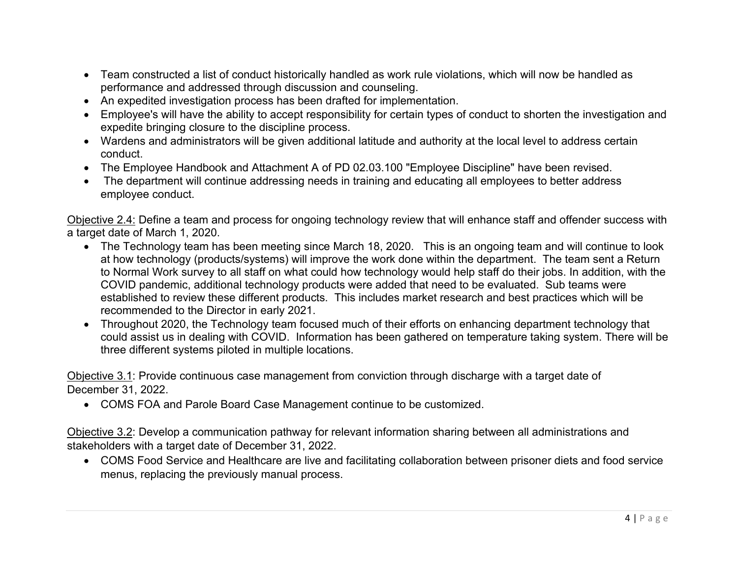- Team constructed a list of conduct historically handled as work rule violations, which will now be handled as performance and addressed through discussion and counseling.
- An expedited investigation process has been drafted for implementation.
- Employee's will have the ability to accept responsibility for certain types of conduct to shorten the investigation and expedite bringing closure to the discipline process.
- Wardens and administrators will be given additional latitude and authority at the local level to address certain conduct.
- The Employee Handbook and Attachment A of PD 02.03.100 "Employee Discipline" have been revised.
- The department will continue addressing needs in training and educating all employees to better address employee conduct.

<u>Objective 2.4:</u> Define a team and process for ongoing technology review that will enhance staff and offender success with a target date of March 1, 2020.

- The Technology team has been meeting since March 18, 2020. This is an ongoing team and will continue to look at how technology (products/systems) will improve the work done within the department. The team sent a Return to Normal Work survey to all staff on what could how technology would help staff do their jobs. In addition, with the COVID pandemic, additional technology products were added that need to be evaluated. Sub teams were established to review these different products. This includes market research and best practices which will be recommended to the Director in early 2021.
- Throughout 2020, the Technology team focused much of their efforts on enhancing department technology that could assist us in dealing with COVID. Information has been gathered on temperature taking system. There will be three different systems piloted in multiple locations.

<u>Objective 3.1</u>: Provide continuous case management from conviction through discharge with a target date of December 31, 2022.

- COMS FOA and Parole Board Case Management continue to be customized.

<u>Objective 3.2</u>: Develop a communication pathway for relevant information sharing between all administrations and stakeholders with a target date of December 31, 2022.

- COMS Food Service and Healthcare are live and facilitating collaboration between prisoner diets and food service menus, replacing the previously manual process.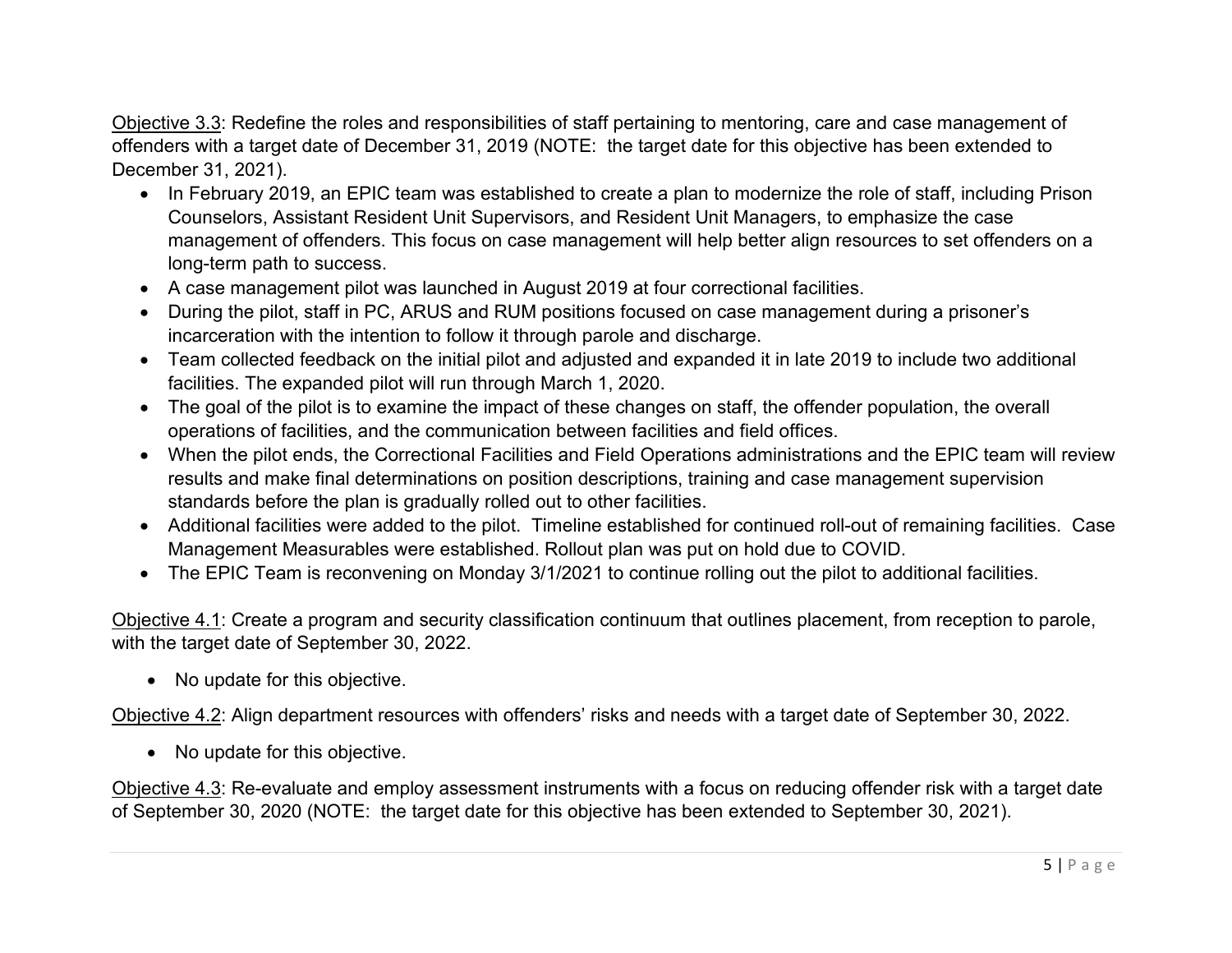<u>Objective 3.3</u>: Redefine the roles and responsibilities of staff pertaining to mentoring, care and case management of offenders with a target date of December 31, 2019 (NOTE: the target date for this objective has been extended to December 31, 2021).

- In February 2019, an EPIC team was established to create a plan to modernize the role of staff, including Prison Counselors, Assistant Resident Unit Supervisors, and Resident Unit Managers, to emphasize the case management of offenders. This focus on case management will help better align resources to set offenders on a long-term path to success.
- A case management pilot was launched in August 2019 at four correctional facilities.
- During the pilot, staff in PC, ARUS and RUM positions focused on case management during a prisoner's incarceration with the intention to follow it through parole and discharge.
- Team collected feedback on the initial pilot and adjusted and expanded it in late 2019 to include two additional facilities. The expanded pilot will run through March 1, 2020.
- The goal of the pilot is to examine the impact of these changes on staff, the offender population, the overall operations of facilities, and the communication between facilities and field offices.
- When the pilot ends, the Correctional Facilities and Field Operations administrations and the EPIC team will review results and make final determinations on position descriptions, training and case management supervision standards before the plan is gradually rolled out to other facilities.
- Additional facilities were added to the pilot. Timeline established for continued roll-out of remaining facilities. Case Management Measurables were established. Rollout plan was put on hold due to COVID.
- The EPIC Team is reconvening on Monday 3/1/2021 to continue rolling out the pilot to additional facilities.

<u>Objective 4.1</u>: Create a program and security classification continuum that outlines placement, from reception to parole, with the target date of September 30, 2022.

- No update for this objective.

<u>Objective 4.2</u>: Align department resources with offenders' risks and needs with a target date of September 30, 2022.

- No update for this objective.

<u>Objective 4.3</u>: Re-evaluate and employ assessment instruments with a focus on reducing offender risk with a target date of September 30, 2020 (NOTE: the target date for this objective has been extended to September 30, 2021).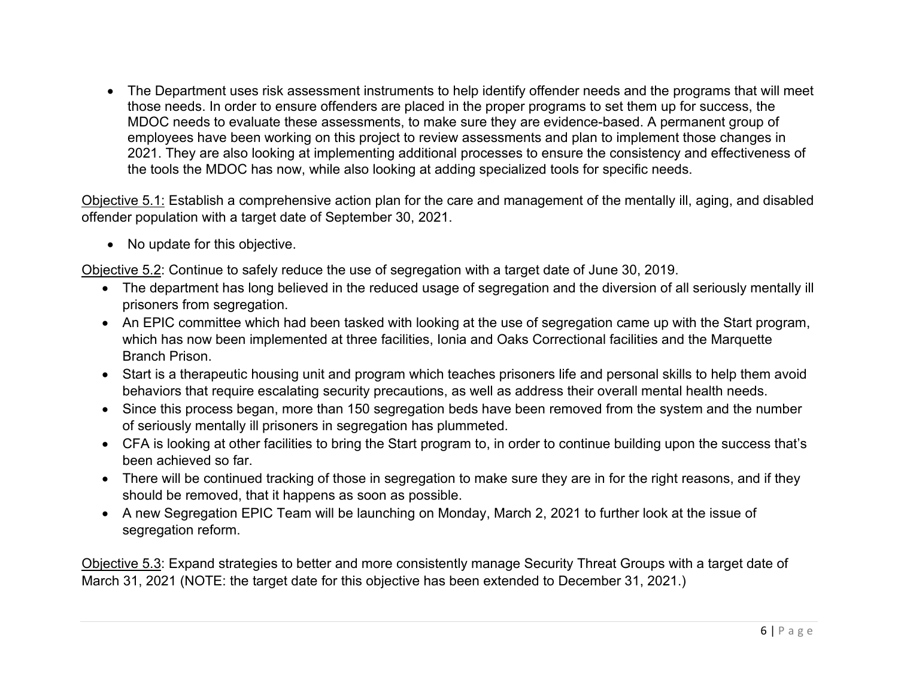- The Department uses risk assessment instruments to help identify offender needs and the programs that will meet those needs. In order to ensure offenders are placed in the proper programs to set them up for success, the MDOC needs to evaluate these assessments, to make sure they are evidence-based. A permanent group of employees have been working on this project to review assessments and plan to implement those changes in 2021. They are also looking at implementing additional processes to ensure the consistency and effectiveness of the tools the MDOC has now, while also looking at adding specialized tools for specific needs.

Objective 5.1: Establish a comprehensive action plan for the care and management of the mentally ill, aging, and disabled offender population with a target date of September 30, 2021.

- No update for this objective.

Objective 5.2: Continue to safely reduce the use of segregation with a target date of June 30, 2019.

- The department has long believed in the reduced usage of segregation and the diversion of all seriously mentally ill prisoners from segregation.
- An EPIC committee which had been tasked with looking at the use of segregation came up with the Start program, which has now been implemented at three facilities, Ionia and Oaks Correctional facilities and the Marquette Branch Prison.
- Start is a therapeutic housing unit and program which teaches prisoners life and personal skills to help them avoid behaviors that require escalating security precautions, as well as address their overall mental health needs.
- Since this process began, more than 150 segregation beds have been removed from the system and the number of seriously mentally ill prisoners in segregation has plummeted.
- CFA is looking at other facilities to bring the Start program to, in order to continue building upon the success that's been achieved so far.
- There will be continued tracking of those in segregation to make sure they are in for the right reasons, and if they should be removed, that it happens as soon as possible.
- A new Segregation EPIC Team will be launching on Monday, March 2, 2021 to further look at the issue of segregation reform.

Objective 5.3: Expand strategies to better and more consistently manage Security Threat Groups with a target date of March 31, 2021 (NOTE: the target date for this objective has been extended to December 31, 2021.)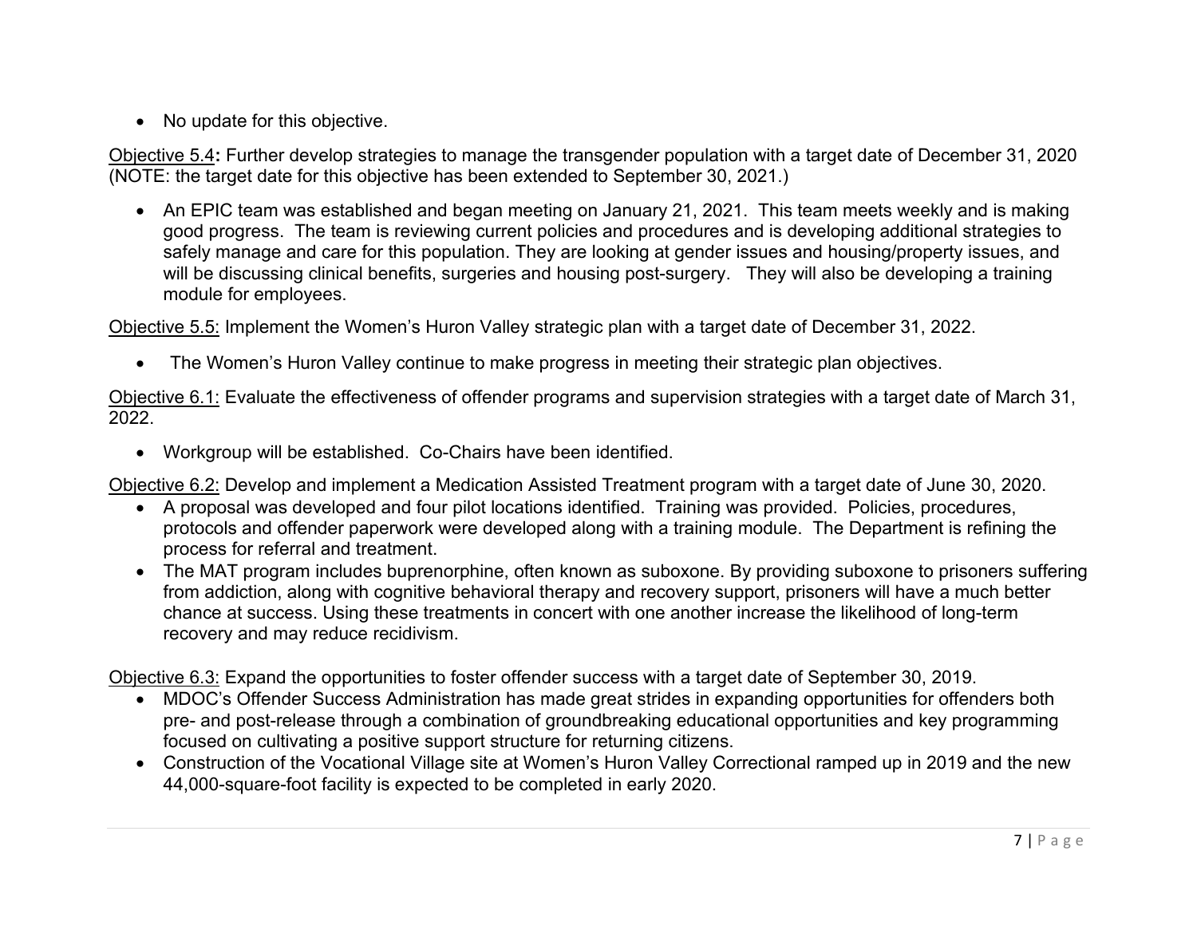- No update for this objective.

<u>Objective 5.4</u>**:** Further develop strategies to manage the transgender population with a target date of December 31, 2020 (NOTE: the target date for this objective has been extended to September 30, 2021.)

- An EPIC team was established and began meeting on January 21, 2021. This team meets weekly and is making good progress. The team is reviewing current policies and procedures and is developing additional strategies to safely manage and care for this population. They are looking at gender issues and housing/property issues, and will be discussing clinical benefits, surgeries and housing post-surgery. They will also be developing a training module for employees.

<u>Objective 5.5:</u> Implement the Women's Huron Valley strategic plan with a target date of December 31, 2022.

- The Women's Huron Valley continue to make progress in meeting their strategic plan objectives.

<u>Objective 6.1:</u> Evaluate the effectiveness of offender programs and supervision strategies with a target date of March 31, 2022.

- Workgroup will be established. Co-Chairs have been identified.

<u>Objective 6.2:</u> Develop and implement a Medication Assisted Treatment program with a target date of June 30, 2020.

- A proposal was developed and four pilot locations identified. Training was provided. Policies, procedures, protocols and offender paperwork were developed along with a training module. The Department is refining the process for referral and treatment.
- The MAT program includes buprenorphine, often known as suboxone. By providing suboxone to prisoners suffering from addiction, along with cognitive behavioral therapy and recovery support, prisoners will have a much better chance at success. Using these treatments in concert with one another increase the likelihood of long-term recovery and may reduce recidivism.

<u>Objective 6.3:</u> Expand the opportunities to foster offender success with a target date of September 30, 2019.

- MDOC's Offender Success Administration has made great strides in expanding opportunities for offenders both pre- and post-release through a combination of groundbreaking educational opportunities and key programming focused on cultivating a positive support structure for returning citizens.
- Construction of the Vocational Village site at Women's Huron Valley Correctional ramped up in 2019 and the new 44,000-square-foot facility is expected to be completed in early 2020.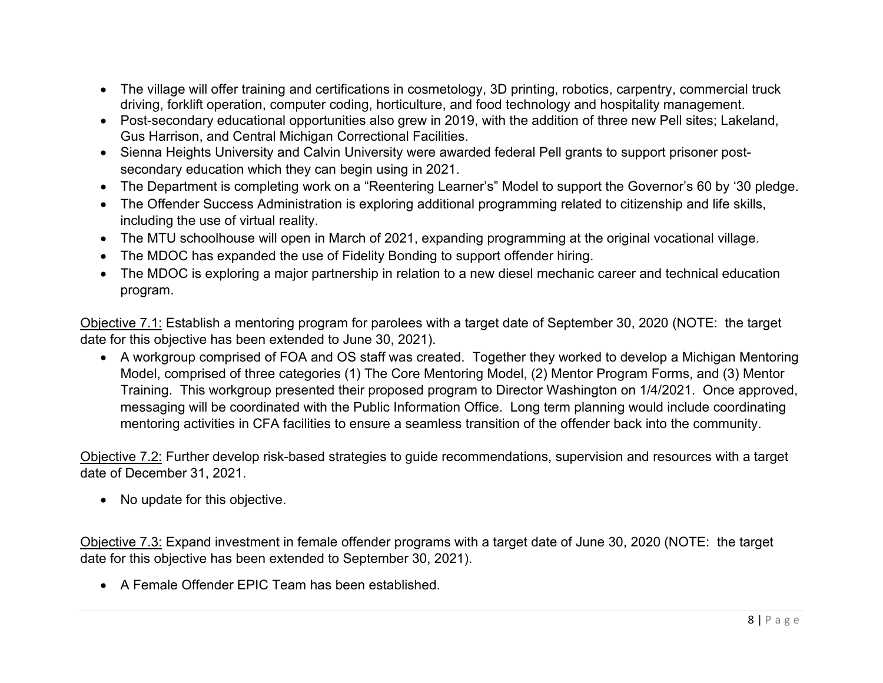- The village will offer training and certifications in cosmetology, 3D printing, robotics, carpentry, commercial truck driving, forklift operation, computer coding, horticulture, and food technology and hospitality management.
- Post-secondary educational opportunities also grew in 2019, with the addition of three new Pell sites; Lakeland, Gus Harrison, and Central Michigan Correctional Facilities.
- Sienna Heights University and Calvin University were awarded federal Pell grants to support prisoner post-secondary education which they can begin using in 2021.
- The Department is completing work on a "Reentering Learner's" Model to support the Governor's 60 by '30 pledge.
- The Offender Success Administration is exploring additional programming related to citizenship and life skills, including the use of virtual reality.
- The MTU schoolhouse will open in March of 2021, expanding programming at the original vocational village.
- The MDOC has expanded the use of Fidelity Bonding to support offender hiring.
- The MDOC is exploring a major partnership in relation to a new diesel mechanic career and technical education program.

<u>Objective 7.1:</u> Establish a mentoring program for parolees with a target date of September 30, 2020 (NOTE: the target date for this objective has been extended to June 30, 2021).

- A workgroup comprised of FOA and OS staff was created. Together they worked to develop a Michigan Mentoring Model, comprised of three categories (1) The Core Mentoring Model, (2) Mentor Program Forms, and (3) Mentor Training. This workgroup presented their proposed program to Director Washington on 1/4/2021. Once approved, messaging will be coordinated with the Public Information Office. Long term planning would include coordinating mentoring activities in CFA facilities to ensure a seamless transition of the offender back into the community.

<u>Objective 7.2:</u> Further develop risk-based strategies to guide recommendations, supervision and resources with a target date of December 31, 2021.

- No update for this objective.

<u>Objective 7.3:</u> Expand investment in female offender programs with a target date of June 30, 2020 (NOTE: the target date for this objective has been extended to September 30, 2021).

- A Female Offender EPIC Team has been established.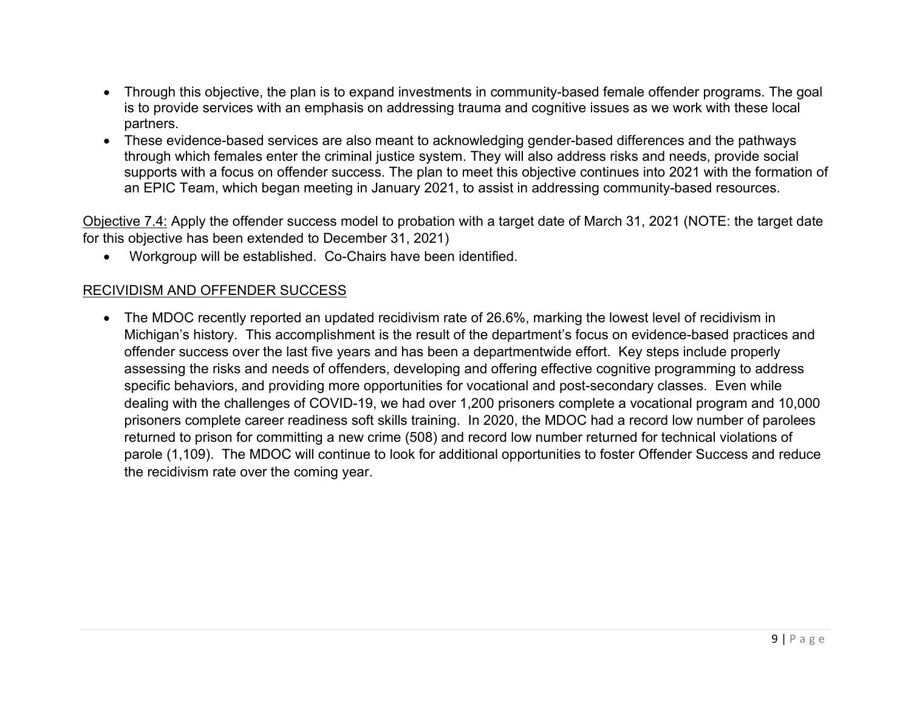- Through this objective, the plan is to expand investments in community-based female offender programs. The goal is to provide services with an emphasis on addressing trauma and cognitive issues as we work with these local partners.
- These evidence-based services are also meant to acknowledging gender-based differences and the pathways through which females enter the criminal justice system. They will also address risks and needs, provide social supports with a focus on offender success. The plan to meet this objective continues into 2021 with the formation of an EPIC Team, which began meeting in January 2021, to assist in addressing community-based resources.

<u>Objective 7.4:</u> Apply the offender success model to probation with a target date of March 31, 2021 (NOTE: the target date for this objective has been extended to December 31, 2021)

- Workgroup will be established. Co-Chairs have been identified.

<u>RECIDIVISM AND OFFENDER SUCCESS</u>

- The MDOC recently reported an updated recidivism rate of 26.6%, marking the lowest level of recidivism in Michigan's history. This accomplishment is the result of the department's focus on evidence-based practices and offender success over the last five years and has been a departmentwide effort. Key steps include properly assessing the risks and needs of offenders, developing and offering effective cognitive programming to address specific behaviors, and providing more opportunities for vocational and post-secondary classes. Even while dealing with the challenges of COVID-19, we had over 1,200 prisoners complete a vocational program and 10,000 prisoners complete career readiness soft skills training. In 2020, the MDOC had a record low number of parolees returned to prison for committing a new crime (508) and record low number returned for technical violations of parole (1,109). The MDOC will continue to look for additional opportunities to foster Offender Success and reduce the recidivism rate over the coming year.